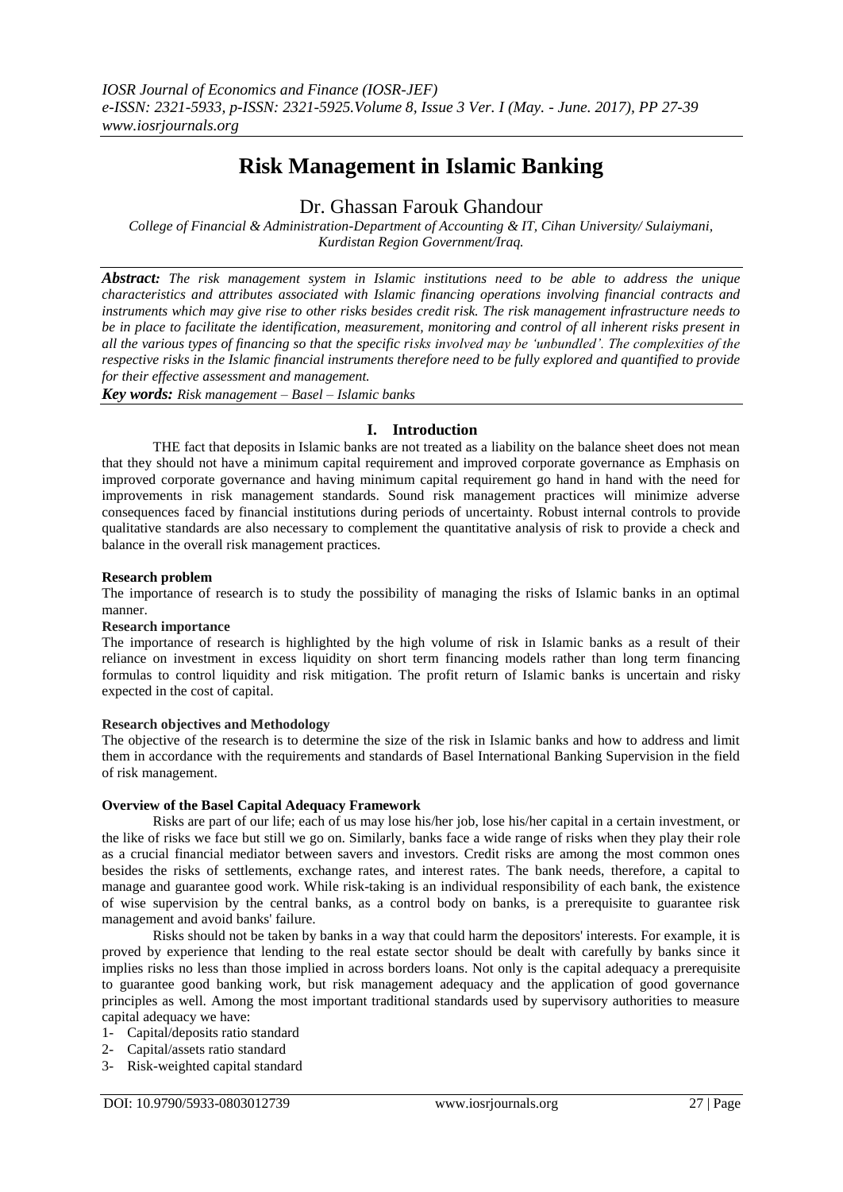# Risk Management in Islamic Banking

Dr. Ghassan Farouk Ghandour

*College of Financial & Administration-Department of Accounting & IT, Cihan University/ Sulaiymani, Kurdistan Region Government/Iraq.*

***Abstract:*** *The risk management system in Islamic institutions need to be able to address the unique characteristics and attributes associated with Islamic financing operations involving financial contracts and instruments which may give rise to other risks besides credit risk. The risk management infrastructure needs to be in place to facilitate the identification, measurement, monitoring and control of all inherent risks present in all the various types of financing so that the specific risks involved may be 'unbundled'. The complexities of the respective risks in the Islamic financial instruments therefore need to be fully explored and quantified to provide for their effective assessment and management.*

***Key words:*** *Risk management – Basel – Islamic banks*

## I. Introduction

THE fact that deposits in Islamic banks are not treated as a liability on the balance sheet does not mean that they should not have a minimum capital requirement and improved corporate governance as Emphasis on improved corporate governance and having minimum capital requirement go hand in hand with the need for improvements in risk management standards. Sound risk management practices will minimize adverse consequences faced by financial institutions during periods of uncertainty. Robust internal controls to provide qualitative standards are also necessary to complement the quantitative analysis of risk to provide a check and balance in the overall risk management practices.

### Research problem

The importance of research is to study the possibility of managing the risks of Islamic banks in an optimal manner.

### Research importance

The importance of research is highlighted by the high volume of risk in Islamic banks as a result of their reliance on investment in excess liquidity on short term financing models rather than long term financing formulas to control liquidity and risk mitigation. The profit return of Islamic banks is uncertain and risky expected in the cost of capital.

### Research objectives and Methodology

The objective of the research is to determine the size of the risk in Islamic banks and how to address and limit them in accordance with the requirements and standards of Basel International Banking Supervision in the field of risk management.

### Overview of the Basel Capital Adequacy Framework

Risks are part of our life; each of us may lose his/her job, lose his/her capital in a certain investment, or the like of risks we face but still we go on. Similarly, banks face a wide range of risks when they play their role as a crucial financial mediator between savers and investors. Credit risks are among the most common ones besides the risks of settlements, exchange rates, and interest rates. The bank needs, therefore, a capital to manage and guarantee good work. While risk-taking is an individual responsibility of each bank, the existence of wise supervision by the central banks, as a control body on banks, is a prerequisite to guarantee risk management and avoid banks' failure.

Risks should not be taken by banks in a way that could harm the depositors' interests. For example, it is proved by experience that lending to the real estate sector should be dealt with carefully by banks since it implies risks no less than those implied in across borders loans. Not only is the capital adequacy a prerequisite to guarantee good banking work, but risk management adequacy and the application of good governance principles as well. Among the most important traditional standards used by supervisory authorities to measure capital adequacy we have:

1- Capital/deposits ratio standard
2- Capital/assets ratio standard
3- Risk-weighted capital standard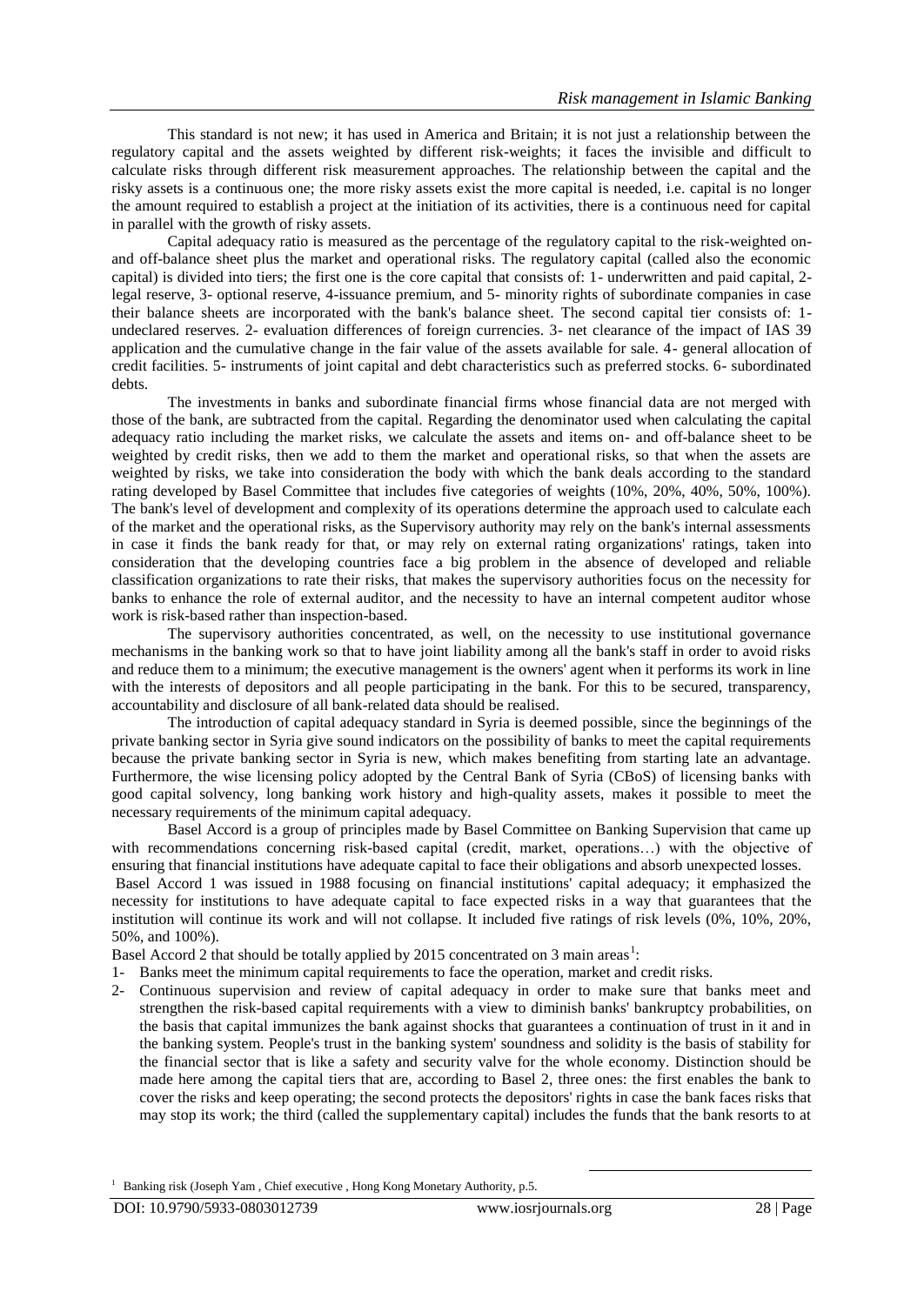This standard is not new; it has used in America and Britain; it is not just a relationship between the regulatory capital and the assets weighted by different risk-weights; it faces the invisible and difficult to calculate risks through different risk measurement approaches. The relationship between the capital and the risky assets is a continuous one; the more risky assets exist the more capital is needed, i.e. capital is no longer the amount required to establish a project at the initiation of its activities, there is a continuous need for capital in parallel with the growth of risky assets.

Capital adequacy ratio is measured as the percentage of the regulatory capital to the risk-weighted on- and off-balance sheet plus the market and operational risks. The regulatory capital (called also the economic capital) is divided into tiers; the first one is the core capital that consists of: 1- underwritten and paid capital, 2- legal reserve, 3- optional reserve, 4-issuance premium, and 5- minority rights of subordinate companies in case their balance sheets are incorporated with the bank's balance sheet. The second capital tier consists of: 1- undeclared reserves. 2- evaluation differences of foreign currencies. 3- net clearance of the impact of IAS 39 application and the cumulative change in the fair value of the assets available for sale. 4- general allocation of credit facilities. 5- instruments of joint capital and debt characteristics such as preferred stocks. 6- subordinated debts.

The investments in banks and subordinate financial firms whose financial data are not merged with those of the bank, are subtracted from the capital. Regarding the denominator used when calculating the capital adequacy ratio including the market risks, we calculate the assets and items on- and off-balance sheet to be weighted by credit risks, then we add to them the market and operational risks, so that when the assets are weighted by risks, we take into consideration the body with which the bank deals according to the standard rating developed by Basel Committee that includes five categories of weights (10%, 20%, 40%, 50%, 100%). The bank's level of development and complexity of its operations determine the approach used to calculate each of the market and the operational risks, as the Supervisory authority may rely on the bank's internal assessments in case it finds the bank ready for that, or may rely on external rating organizations' ratings, taken into consideration that the developing countries face a big problem in the absence of developed and reliable classification organizations to rate their risks, that makes the supervisory authorities focus on the necessity for banks to enhance the role of external auditor, and the necessity to have an internal competent auditor whose work is risk-based rather than inspection-based.

The supervisory authorities concentrated, as well, on the necessity to use institutional governance mechanisms in the banking work so that to have joint liability among all the bank's staff in order to avoid risks and reduce them to a minimum; the executive management is the owners' agent when it performs its work in line with the interests of depositors and all people participating in the bank. For this to be secured, transparency, accountability and disclosure of all bank-related data should be realised.

The introduction of capital adequacy standard in Syria is deemed possible, since the beginnings of the private banking sector in Syria give sound indicators on the possibility of banks to meet the capital requirements because the private banking sector in Syria is new, which makes benefiting from starting late an advantage. Furthermore, the wise licensing policy adopted by the Central Bank of Syria (CBoS) of licensing banks with good capital solvency, long banking work history and high-quality assets, makes it possible to meet the necessary requirements of the minimum capital adequacy.

Basel Accord is a group of principles made by Basel Committee on Banking Supervision that came up with recommendations concerning risk-based capital (credit, market, operations…) with the objective of ensuring that financial institutions have adequate capital to face their obligations and absorb unexpected losses.

Basel Accord 1 was issued in 1988 focusing on financial institutions' capital adequacy; it emphasized the necessity for institutions to have adequate capital to face expected risks in a way that guarantees that the institution will continue its work and will not collapse. It included five ratings of risk levels (0%, 10%, 20%, 50%, and 100%).

Basel Accord 2 that should be totally applied by 2015 concentrated on 3 main areas[1]:

1- Banks meet the minimum capital requirements to face the operation, market and credit risks.
2- Continuous supervision and review of capital adequacy in order to make sure that banks meet and strengthen the risk-based capital requirements with a view to diminish banks' bankruptcy probabilities, on the basis that capital immunizes the bank against shocks that guarantees a continuation of trust in it and in the banking system. People's trust in the banking system' soundness and solidity is the basis of stability for the financial sector that is like a safety and security valve for the whole economy. Distinction should be made here among the capital tiers that are, according to Basel 2, three ones: the first enables the bank to cover the risks and keep operating; the second protects the depositors' rights in case the bank faces risks that may stop its work; the third (called the supplementary capital) includes the funds that the bank resorts to at

[1] Banking risk (Joseph Yam , Chief executive , Hong Kong Monetary Authority, p.5.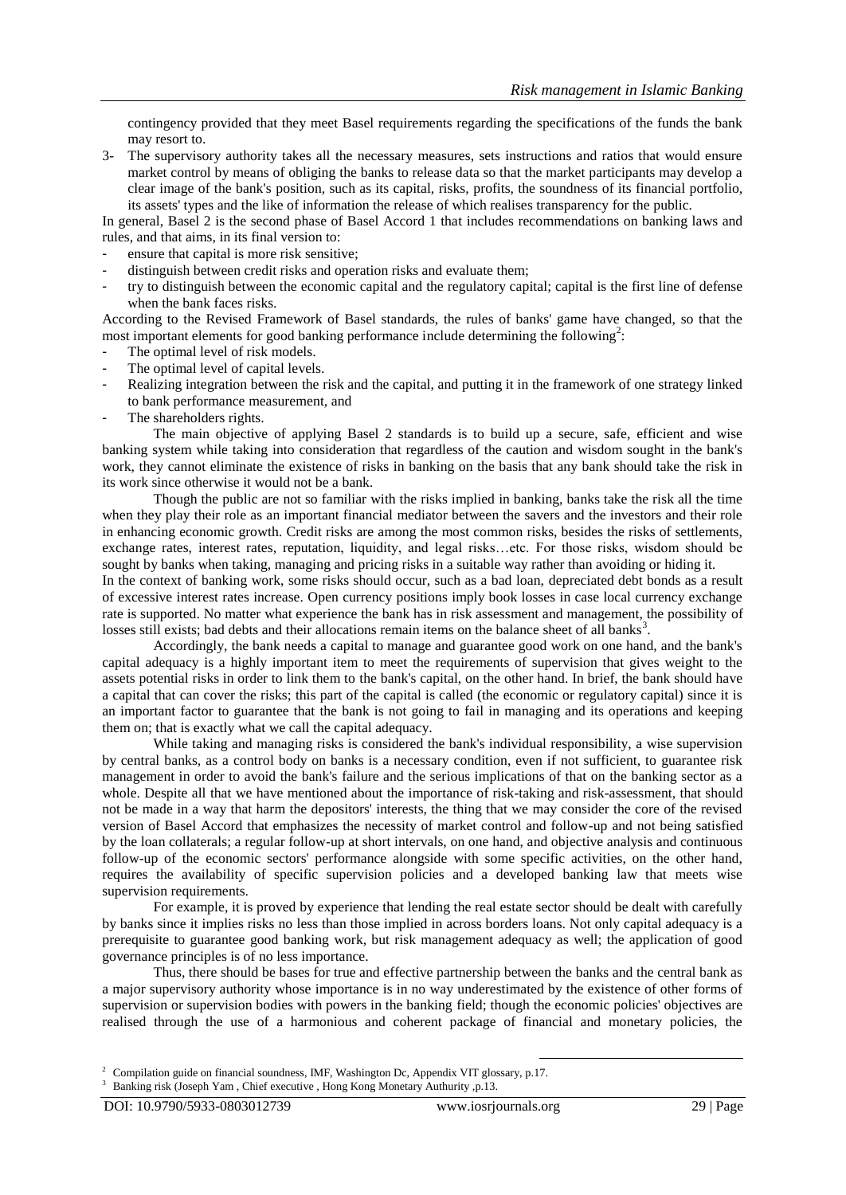contingency provided that they meet Basel requirements regarding the specifications of the funds the bank may resort to.

3- The supervisory authority takes all the necessary measures, sets instructions and ratios that would ensure market control by means of obliging the banks to release data so that the market participants may develop a clear image of the bank's position, such as its capital, risks, profits, the soundness of its financial portfolio, its assets' types and the like of information the release of which realises transparency for the public.

In general, Basel 2 is the second phase of Basel Accord 1 that includes recommendations on banking laws and rules, and that aims, in its final version to:

- ensure that capital is more risk sensitive;
- distinguish between credit risks and operation risks and evaluate them;
- try to distinguish between the economic capital and the regulatory capital; capital is the first line of defense when the bank faces risks.

According to the Revised Framework of Basel standards, the rules of banks' game have changed, so that the most important elements for good banking performance include determining the following[2]:

- The optimal level of risk models.
- The optimal level of capital levels.
- Realizing integration between the risk and the capital, and putting it in the framework of one strategy linked to bank performance measurement, and
- The shareholders rights.

The main objective of applying Basel 2 standards is to build up a secure, safe, efficient and wise banking system while taking into consideration that regardless of the caution and wisdom sought in the bank's work, they cannot eliminate the existence of risks in banking on the basis that any bank should take the risk in its work since otherwise it would not be a bank.

Though the public are not so familiar with the risks implied in banking, banks take the risk all the time when they play their role as an important financial mediator between the savers and the investors and their role in enhancing economic growth. Credit risks are among the most common risks, besides the risks of settlements, exchange rates, interest rates, reputation, liquidity, and legal risks…etc. For those risks, wisdom should be sought by banks when taking, managing and pricing risks in a suitable way rather than avoiding or hiding it.

In the context of banking work, some risks should occur, such as a bad loan, depreciated debt bonds as a result of excessive interest rates increase. Open currency positions imply book losses in case local currency exchange rate is supported. No matter what experience the bank has in risk assessment and management, the possibility of losses still exists; bad debts and their allocations remain items on the balance sheet of all banks[3].

Accordingly, the bank needs a capital to manage and guarantee good work on one hand, and the bank's capital adequacy is a highly important item to meet the requirements of supervision that gives weight to the assets potential risks in order to link them to the bank's capital, on the other hand. In brief, the bank should have a capital that can cover the risks; this part of the capital is called (the economic or regulatory capital) since it is an important factor to guarantee that the bank is not going to fail in managing and its operations and keeping them on; that is exactly what we call the capital adequacy.

While taking and managing risks is considered the bank's individual responsibility, a wise supervision by central banks, as a control body on banks is a necessary condition, even if not sufficient, to guarantee risk management in order to avoid the bank's failure and the serious implications of that on the banking sector as a whole. Despite all that we have mentioned about the importance of risk-taking and risk-assessment, that should not be made in a way that harm the depositors' interests, the thing that we may consider the core of the revised version of Basel Accord that emphasizes the necessity of market control and follow-up and not being satisfied by the loan collaterals; a regular follow-up at short intervals, on one hand, and objective analysis and continuous follow-up of the economic sectors' performance alongside with some specific activities, on the other hand, requires the availability of specific supervision policies and a developed banking law that meets wise supervision requirements.

For example, it is proved by experience that lending the real estate sector should be dealt with carefully by banks since it implies risks no less than those implied in across borders loans. Not only capital adequacy is a prerequisite to guarantee good banking work, but risk management adequacy as well; the application of good governance principles is of no less importance.

Thus, there should be bases for true and effective partnership between the banks and the central bank as a major supervisory authority whose importance is in no way underestimated by the existence of other forms of supervision or supervision bodies with powers in the banking field; though the economic policies' objectives are realised through the use of a harmonious and coherent package of financial and monetary policies, the

---

[2] Compilation guide on financial soundness, IMF, Washington Dc, Appendix VIT glossary, p.17.

[3] Banking risk (Joseph Yam , Chief executive , Hong Kong Monetary Authurity ,p.13.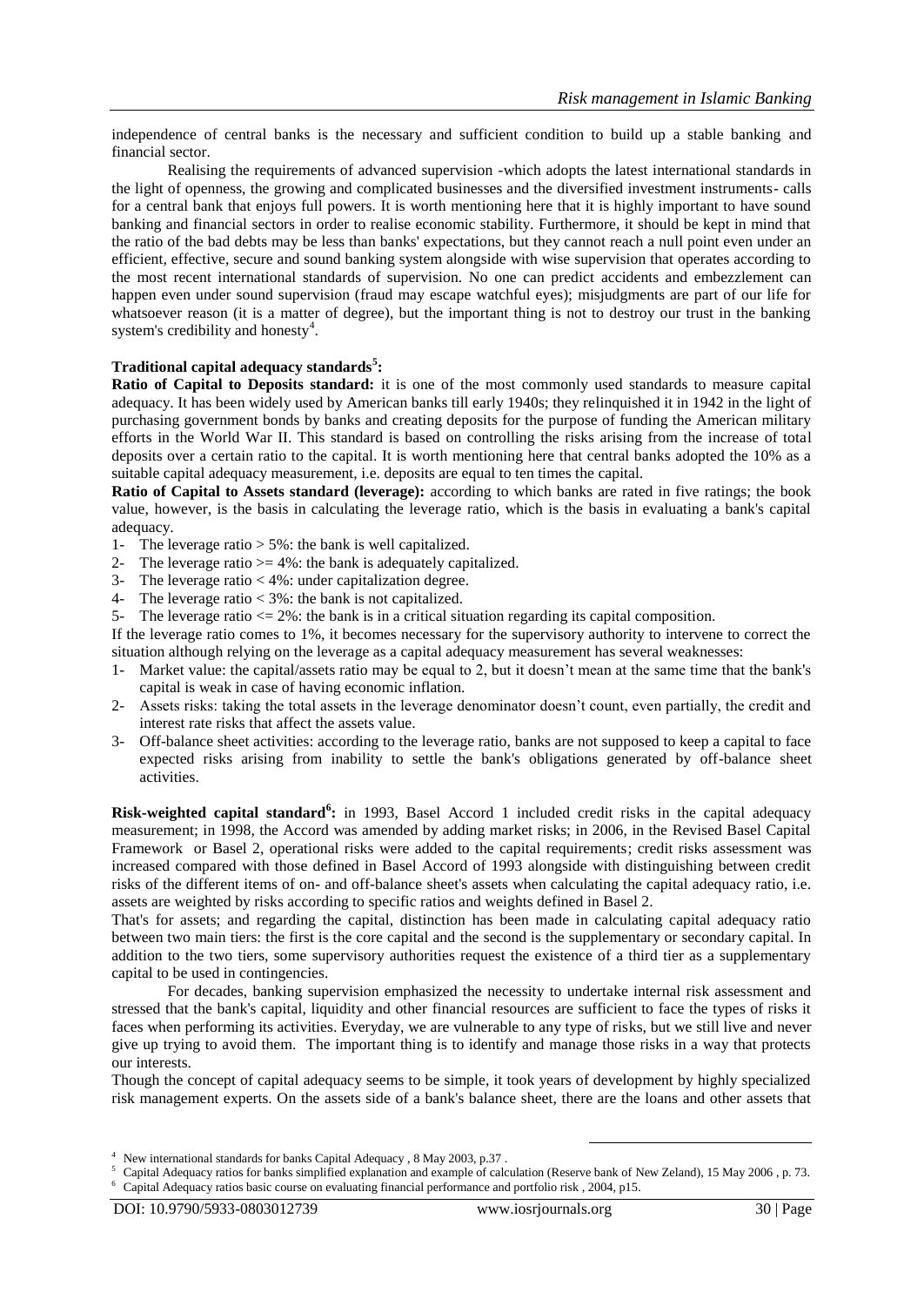independence of central banks is the necessary and sufficient condition to build up a stable banking and financial sector.

Realising the requirements of advanced supervision -which adopts the latest international standards in the light of openness, the growing and complicated businesses and the diversified investment instruments- calls for a central bank that enjoys full powers. It is worth mentioning here that it is highly important to have sound banking and financial sectors in order to realise economic stability. Furthermore, it should be kept in mind that the ratio of the bad debts may be less than banks' expectations, but they cannot reach a null point even under an efficient, effective, secure and sound banking system alongside with wise supervision that operates according to the most recent international standards of supervision. No one can predict accidents and embezzlement can happen even under sound supervision (fraud may escape watchful eyes); misjudgments are part of our life for whatsoever reason (it is a matter of degree), but the important thing is not to destroy our trust in the banking system's credibility and honesty[4].

**Traditional capital adequacy standards[5]:**

**Ratio of Capital to Deposits standard:** it is one of the most commonly used standards to measure capital adequacy. It has been widely used by American banks till early 1940s; they relinquished it in 1942 in the light of purchasing government bonds by banks and creating deposits for the purpose of funding the American military efforts in the World War II. This standard is based on controlling the risks arising from the increase of total deposits over a certain ratio to the capital. It is worth mentioning here that central banks adopted the 10% as a suitable capital adequacy measurement, i.e. deposits are equal to ten times the capital.

**Ratio of Capital to Assets standard (leverage):** according to which banks are rated in five ratings; the book value, however, is the basis in calculating the leverage ratio, which is the basis in evaluating a bank's capital adequacy.

1- The leverage ratio > 5%: the bank is well capitalized.
2- The leverage ratio >= 4%: the bank is adequately capitalized.
3- The leverage ratio < 4%: under capitalization degree.
4- The leverage ratio < 3%: the bank is not capitalized.
5- The leverage ratio <= 2%: the bank is in a critical situation regarding its capital composition.

If the leverage ratio comes to 1%, it becomes necessary for the supervisory authority to intervene to correct the situation although relying on the leverage as a capital adequacy measurement has several weaknesses:

1- Market value: the capital/assets ratio may be equal to 2, but it doesn't mean at the same time that the bank's capital is weak in case of having economic inflation.
2- Assets risks: taking the total assets in the leverage denominator doesn't count, even partially, the credit and interest rate risks that affect the assets value.
3- Off-balance sheet activities: according to the leverage ratio, banks are not supposed to keep a capital to face expected risks arising from inability to settle the bank's obligations generated by off-balance sheet activities.

**Risk-weighted capital standard[6]:** in 1993, Basel Accord 1 included credit risks in the capital adequacy measurement; in 1998, the Accord was amended by adding market risks; in 2006, in the Revised Basel Capital Framework or Basel 2, operational risks were added to the capital requirements; credit risks assessment was increased compared with those defined in Basel Accord of 1993 alongside with distinguishing between credit risks of the different items of on- and off-balance sheet's assets when calculating the capital adequacy ratio, i.e. assets are weighted by risks according to specific ratios and weights defined in Basel 2.

That's for assets; and regarding the capital, distinction has been made in calculating capital adequacy ratio between two main tiers: the first is the core capital and the second is the supplementary or secondary capital. In addition to the two tiers, some supervisory authorities request the existence of a third tier as a supplementary capital to be used in contingencies.

For decades, banking supervision emphasized the necessity to undertake internal risk assessment and stressed that the bank's capital, liquidity and other financial resources are sufficient to face the types of risks it faces when performing its activities. Everyday, we are vulnerable to any type of risks, but we still live and never give up trying to avoid them. The important thing is to identify and manage those risks in a way that protects our interests.

Though the concept of capital adequacy seems to be simple, it took years of development by highly specialized risk management experts. On the assets side of a bank's balance sheet, there are the loans and other assets that

---

[4] New international standards for banks Capital Adequacy , 8 May 2003, p.37 .

[5] Capital Adequacy ratios for banks simplified explanation and example of calculation (Reserve bank of New Zeland), 15 May 2006 , p. 73.

[6] Capital Adequacy ratios basic course on evaluating financial performance and portfolio risk , 2004, p15.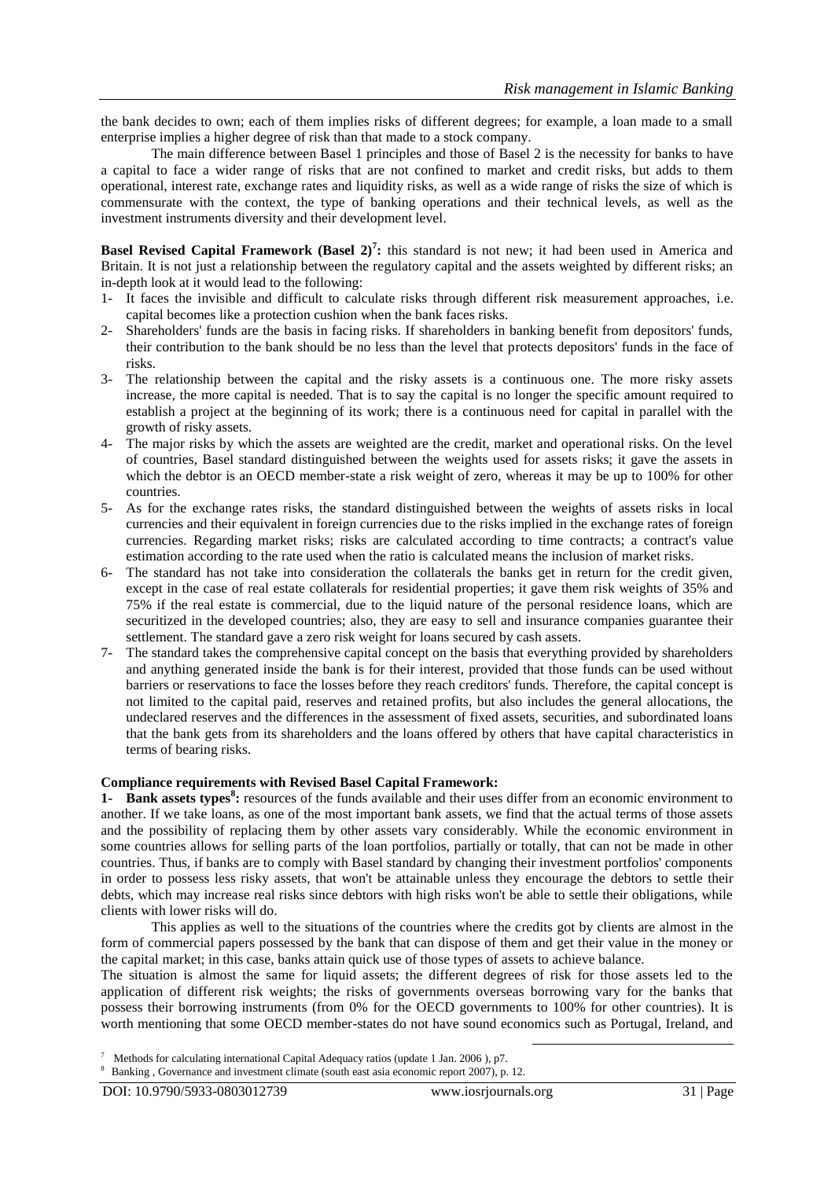the bank decides to own; each of them implies risks of different degrees; for example, a loan made to a small enterprise implies a higher degree of risk than that made to a stock company.

The main difference between Basel 1 principles and those of Basel 2 is the necessity for banks to have a capital to face a wider range of risks that are not confined to market and credit risks, but adds to them operational, interest rate, exchange rates and liquidity risks, as well as a wide range of risks the size of which is commensurate with the context, the type of banking operations and their technical levels, as well as the investment instruments diversity and their development level.

**Basel Revised Capital Framework (Basel 2)[7]:** this standard is not new; it had been used in America and Britain. It is not just a relationship between the regulatory capital and the assets weighted by different risks; an in-depth look at it would lead to the following:

1- It faces the invisible and difficult to calculate risks through different risk measurement approaches, i.e. capital becomes like a protection cushion when the bank faces risks.
2- Shareholders' funds are the basis in facing risks. If shareholders in banking benefit from depositors' funds, their contribution to the bank should be no less than the level that protects depositors' funds in the face of risks.
3- The relationship between the capital and the risky assets is a continuous one. The more risky assets increase, the more capital is needed. That is to say the capital is no longer the specific amount required to establish a project at the beginning of its work; there is a continuous need for capital in parallel with the growth of risky assets.
4- The major risks by which the assets are weighted are the credit, market and operational risks. On the level of countries, Basel standard distinguished between the weights used for assets risks; it gave the assets in which the debtor is an OECD member-state a risk weight of zero, whereas it may be up to 100% for other countries.
5- As for the exchange rates risks, the standard distinguished between the weights of assets risks in local currencies and their equivalent in foreign currencies due to the risks implied in the exchange rates of foreign currencies. Regarding market risks; risks are calculated according to time contracts; a contract's value estimation according to the rate used when the ratio is calculated means the inclusion of market risks.
6- The standard has not take into consideration the collaterals the banks get in return for the credit given, except in the case of real estate collaterals for residential properties; it gave them risk weights of 35% and 75% if the real estate is commercial, due to the liquid nature of the personal residence loans, which are securitized in the developed countries; also, they are easy to sell and insurance companies guarantee their settlement. The standard gave a zero risk weight for loans secured by cash assets.
7- The standard takes the comprehensive capital concept on the basis that everything provided by shareholders and anything generated inside the bank is for their interest, provided that those funds can be used without barriers or reservations to face the losses before they reach creditors' funds. Therefore, the capital concept is not limited to the capital paid, reserves and retained profits, but also includes the general allocations, the undeclared reserves and the differences in the assessment of fixed assets, securities, and subordinated loans that the bank gets from its shareholders and the loans offered by others that have capital characteristics in terms of bearing risks.

**Compliance requirements with Revised Basel Capital Framework:**

**1- Bank assets types[8]:** resources of the funds available and their uses differ from an economic environment to another. If we take loans, as one of the most important bank assets, we find that the actual terms of those assets and the possibility of replacing them by other assets vary considerably. While the economic environment in some countries allows for selling parts of the loan portfolios, partially or totally, that can not be made in other countries. Thus, if banks are to comply with Basel standard by changing their investment portfolios' components in order to possess less risky assets, that won't be attainable unless they encourage the debtors to settle their debts, which may increase real risks since debtors with high risks won't be able to settle their obligations, while clients with lower risks will do.

This applies as well to the situations of the countries where the credits got by clients are almost in the form of commercial papers possessed by the bank that can dispose of them and get their value in the money or the capital market; in this case, banks attain quick use of those types of assets to achieve balance.

The situation is almost the same for liquid assets; the different degrees of risk for those assets led to the application of different risk weights; the risks of governments overseas borrowing vary for the banks that possess their borrowing instruments (from 0% for the OECD governments to 100% for other countries). It is worth mentioning that some OECD member-states do not have sound economics such as Portugal, Ireland, and

[7] Methods for calculating international Capital Adequacy ratios (update 1 Jan. 2006 ), p7.

[8] Banking , Governance and investment climate (south east asia economic report 2007), p. 12.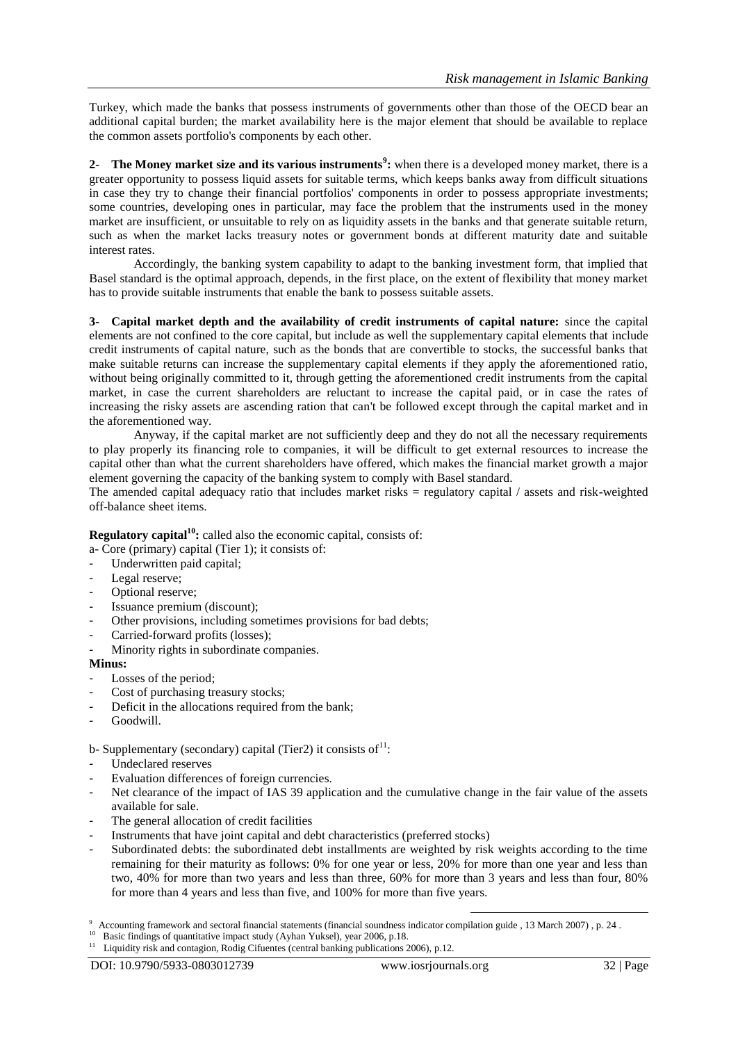Turkey, which made the banks that possess instruments of governments other than those of the OECD bear an additional capital burden; the market availability here is the major element that should be available to replace the common assets portfolio's components by each other.

**2- The Money market size and its various instruments[9]:** when there is a developed money market, there is a greater opportunity to possess liquid assets for suitable terms, which keeps banks away from difficult situations in case they try to change their financial portfolios' components in order to possess appropriate investments; some countries, developing ones in particular, may face the problem that the instruments used in the money market are insufficient, or unsuitable to rely on as liquidity assets in the banks and that generate suitable return, such as when the market lacks treasury notes or government bonds at different maturity date and suitable interest rates.

Accordingly, the banking system capability to adapt to the banking investment form, that implied that Basel standard is the optimal approach, depends, in the first place, on the extent of flexibility that money market has to provide suitable instruments that enable the bank to possess suitable assets.

**3- Capital market depth and the availability of credit instruments of capital nature:** since the capital elements are not confined to the core capital, but include as well the supplementary capital elements that include credit instruments of capital nature, such as the bonds that are convertible to stocks, the successful banks that make suitable returns can increase the supplementary capital elements if they apply the aforementioned ratio, without being originally committed to it, through getting the aforementioned credit instruments from the capital market, in case the current shareholders are reluctant to increase the capital paid, or in case the rates of increasing the risky assets are ascending ration that can't be followed except through the capital market and in the aforementioned way.

Anyway, if the capital market are not sufficiently deep and they do not all the necessary requirements to play properly its financing role to companies, it will be difficult to get external resources to increase the capital other than what the current shareholders have offered, which makes the financial market growth a major element governing the capacity of the banking system to comply with Basel standard.

The amended capital adequacy ratio that includes market risks = regulatory capital / assets and risk-weighted off-balance sheet items.

**Regulatory capital[10]:** called also the economic capital, consists of:

a- Core (primary) capital (Tier 1); it consists of:

- Underwritten paid capital;
- Legal reserve;
- Optional reserve;
- Issuance premium (discount);
- Other provisions, including sometimes provisions for bad debts;
- Carried-forward profits (losses);
- Minority rights in subordinate companies.

**Minus:**

- Losses of the period;
- Cost of purchasing treasury stocks;
- Deficit in the allocations required from the bank;
- Goodwill.

b- Supplementary (secondary) capital (Tier2) it consists of[11]:

- Undeclared reserves
- Evaluation differences of foreign currencies.
- Net clearance of the impact of IAS 39 application and the cumulative change in the fair value of the assets available for sale.
- The general allocation of credit facilities
- Instruments that have joint capital and debt characteristics (preferred stocks)
- Subordinated debts: the subordinated debt installments are weighted by risk weights according to the time remaining for their maturity as follows: 0% for one year or less, 20% for more than one year and less than two, 40% for more than two years and less than three, 60% for more than 3 years and less than four, 80% for more than 4 years and less than five, and 100% for more than five years.

---

[9] Accounting framework and sectoral financial statements (financial soundness indicator compilation guide , 13 March 2007) , p. 24 .

[10] Basic findings of quantitative impact study (Ayhan Yuksel), year 2006, p.18.

[11] Liquidity risk and contagion, Rodig Cifuentes (central banking publications 2006), p.12.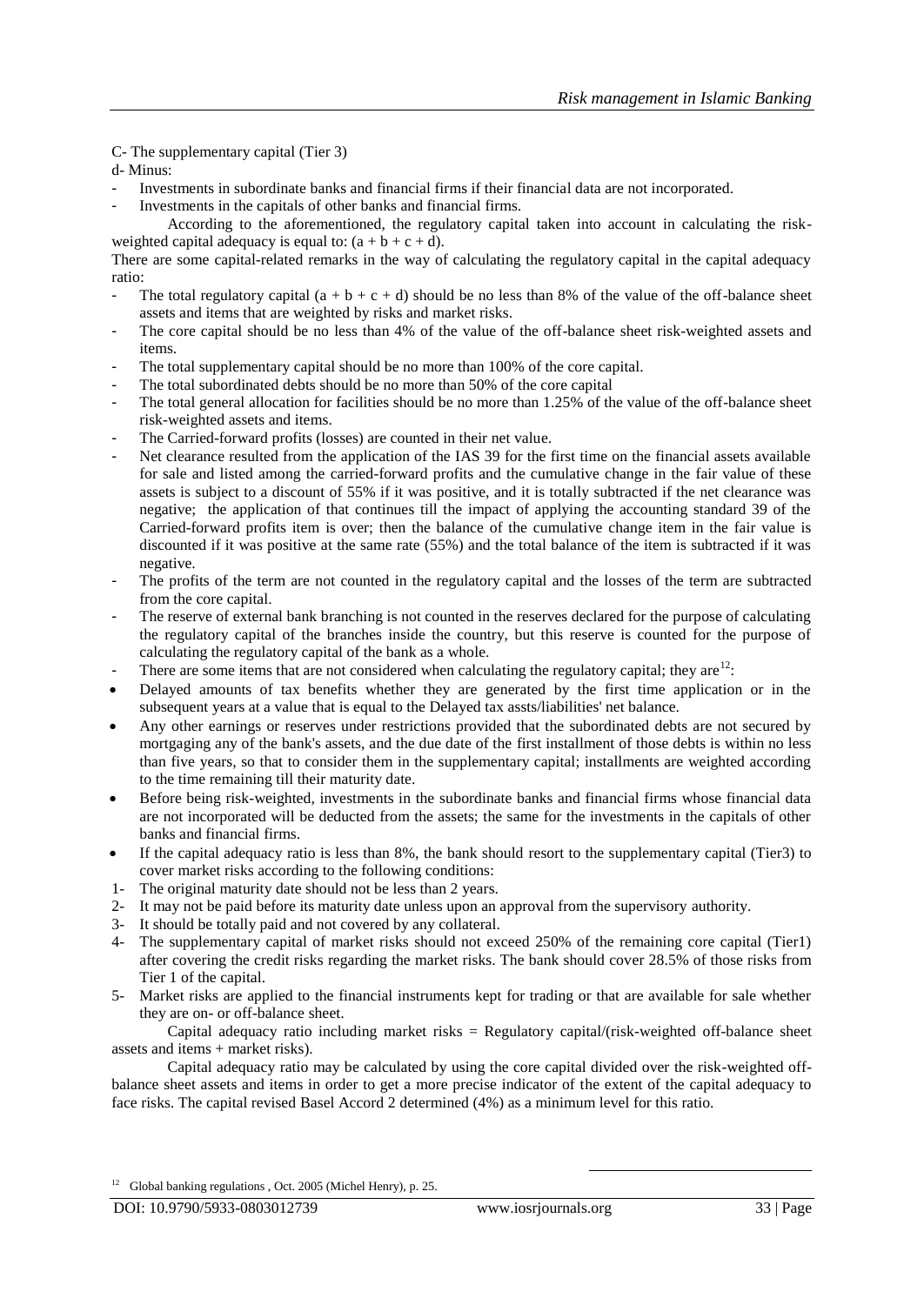C- The supplementary capital (Tier 3)

d- Minus:

- Investments in subordinate banks and financial firms if their financial data are not incorporated.
- Investments in the capitals of other banks and financial firms.

According to the aforementioned, the regulatory capital taken into account in calculating the risk-weighted capital adequacy is equal to: $(a + b + c + d)$.

There are some capital-related remarks in the way of calculating the regulatory capital in the capital adequacy ratio:

- The total regulatory capital $(a + b + c + d)$ should be no less than 8% of the value of the off-balance sheet assets and items that are weighted by risks and market risks.
- The core capital should be no less than 4% of the value of the off-balance sheet risk-weighted assets and items.
- The total supplementary capital should be no more than 100% of the core capital.
- The total subordinated debts should be no more than 50% of the core capital
- The total general allocation for facilities should be no more than 1.25% of the value of the off-balance sheet risk-weighted assets and items.
- The Carried-forward profits (losses) are counted in their net value.
- Net clearance resulted from the application of the IAS 39 for the first time on the financial assets available for sale and listed among the carried-forward profits and the cumulative change in the fair value of these assets is subject to a discount of 55% if it was positive, and it is totally subtracted if the net clearance was negative; the application of that continues till the impact of applying the accounting standard 39 of the Carried-forward profits item is over; then the balance of the cumulative change item in the fair value is discounted if it was positive at the same rate (55%) and the total balance of the item is subtracted if it was negative.
- The profits of the term are not counted in the regulatory capital and the losses of the term are subtracted from the core capital.
- The reserve of external bank branching is not counted in the reserves declared for the purpose of calculating the regulatory capital of the branches inside the country, but this reserve is counted for the purpose of calculating the regulatory capital of the bank as a whole.
- There are some items that are not considered when calculating the regulatory capital; they are[12]:

- Delayed amounts of tax benefits whether they are generated by the first time application or in the subsequent years at a value that is equal to the Delayed tax assts/liabilities' net balance.
- Any other earnings or reserves under restrictions provided that the subordinated debts are not secured by mortgaging any of the bank's assets, and the due date of the first installment of those debts is within no less than five years, so that to consider them in the supplementary capital; installments are weighted according to the time remaining till their maturity date.
- Before being risk-weighted, investments in the subordinate banks and financial firms whose financial data are not incorporated will be deducted from the assets; the same for the investments in the capitals of other banks and financial firms.
- If the capital adequacy ratio is less than 8%, the bank should resort to the supplementary capital (Tier3) to cover market risks according to the following conditions:

1- The original maturity date should not be less than 2 years.
2- It may not be paid before its maturity date unless upon an approval from the supervisory authority.
3- It should be totally paid and not covered by any collateral.
4- The supplementary capital of market risks should not exceed 250% of the remaining core capital (Tier1) after covering the credit risks regarding the market risks. The bank should cover 28.5% of those risks from Tier 1 of the capital.
5- Market risks are applied to the financial instruments kept for trading or that are available for sale whether they are on- or off-balance sheet.

Capital adequacy ratio including market risks = Regulatory capital/(risk-weighted off-balance sheet assets and items + market risks).

Capital adequacy ratio may be calculated by using the core capital divided over the risk-weighted off-balance sheet assets and items in order to get a more precise indicator of the extent of the capital adequacy to face risks. The capital revised Basel Accord 2 determined (4%) as a minimum level for this ratio.

[12] Global banking regulations , Oct. 2005 (Michel Henry), p. 25.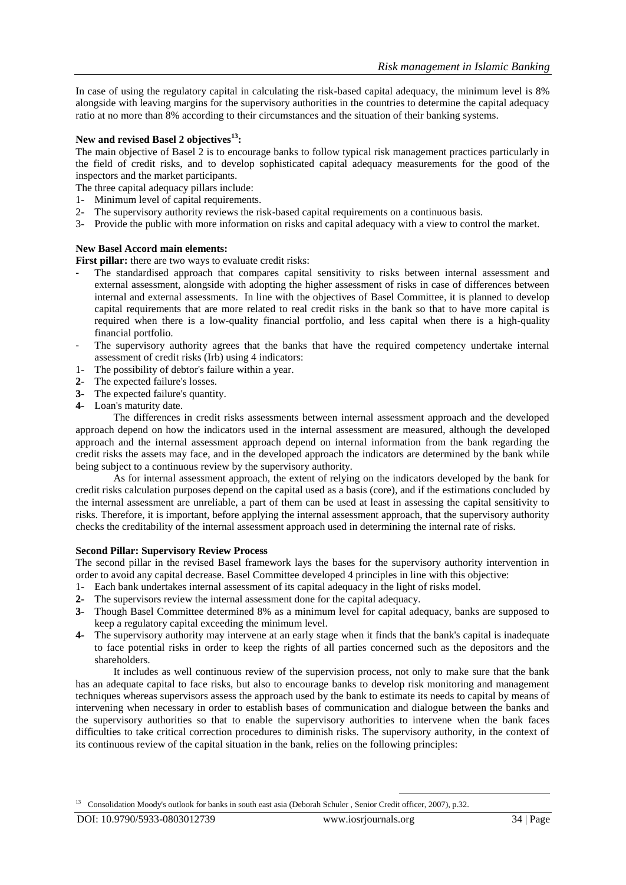In case of using the regulatory capital in calculating the risk-based capital adequacy, the minimum level is 8% alongside with leaving margins for the supervisory authorities in the countries to determine the capital adequacy ratio at no more than 8% according to their circumstances and the situation of their banking systems.

**New and revised Basel 2 objectives[13]:**

The main objective of Basel 2 is to encourage banks to follow typical risk management practices particularly in the field of credit risks, and to develop sophisticated capital adequacy measurements for the good of the inspectors and the market participants.

The three capital adequacy pillars include:

1- Minimum level of capital requirements.
2- The supervisory authority reviews the risk-based capital requirements on a continuous basis.
3- Provide the public with more information on risks and capital adequacy with a view to control the market.

**New Basel Accord main elements:**

**First pillar:** there are two ways to evaluate credit risks:

- The standardised approach that compares capital sensitivity to risks between internal assessment and external assessment, alongside with adopting the higher assessment of risks in case of differences between internal and external assessments. In line with the objectives of Basel Committee, it is planned to develop capital requirements that are more related to real credit risks in the bank so that to have more capital is required when there is a low-quality financial portfolio, and less capital when there is a high-quality financial portfolio.
- The supervisory authority agrees that the banks that have the required competency undertake internal assessment of credit risks (Irb) using 4 indicators:

1- The possibility of debtor's failure within a year.
2- The expected failure's losses.
3- The expected failure's quantity.
4- Loan's maturity date.

The differences in credit risks assessments between internal assessment approach and the developed approach depend on how the indicators used in the internal assessment are measured, although the developed approach and the internal assessment approach depend on internal information from the bank regarding the credit risks the assets may face, and in the developed approach the indicators are determined by the bank while being subject to a continuous review by the supervisory authority.

As for internal assessment approach, the extent of relying on the indicators developed by the bank for credit risks calculation purposes depend on the capital used as a basis (core), and if the estimations concluded by the internal assessment are unreliable, a part of them can be used at least in assessing the capital sensitivity to risks. Therefore, it is important, before applying the internal assessment approach, that the supervisory authority checks the creditability of the internal assessment approach used in determining the internal rate of risks.

**Second Pillar: Supervisory Review Process**

The second pillar in the revised Basel framework lays the bases for the supervisory authority intervention in order to avoid any capital decrease. Basel Committee developed 4 principles in line with this objective:

1- Each bank undertakes internal assessment of its capital adequacy in the light of risks model.
2- The supervisors review the internal assessment done for the capital adequacy.
3- Though Basel Committee determined 8% as a minimum level for capital adequacy, banks are supposed to keep a regulatory capital exceeding the minimum level.
4- The supervisory authority may intervene at an early stage when it finds that the bank's capital is inadequate to face potential risks in order to keep the rights of all parties concerned such as the depositors and the shareholders.

It includes as well continuous review of the supervision process, not only to make sure that the bank has an adequate capital to face risks, but also to encourage banks to develop risk monitoring and management techniques whereas supervisors assess the approach used by the bank to estimate its needs to capital by means of intervening when necessary in order to establish bases of communication and dialogue between the banks and the supervisory authorities so that to enable the supervisory authorities to intervene when the bank faces difficulties to take critical correction procedures to diminish risks. The supervisory authority, in the context of its continuous review of the capital situation in the bank, relies on the following principles:

[13] Consolidation Moody's outlook for banks in south east asia (Deborah Schuler , Senior Credit officer, 2007), p.32.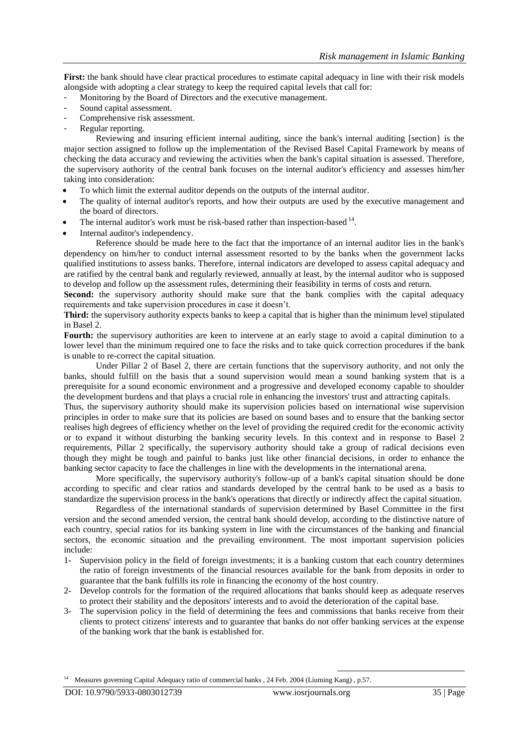**First:** the bank should have clear practical procedures to estimate capital adequacy in line with their risk models alongside with adopting a clear strategy to keep the required capital levels that call for:

- Monitoring by the Board of Directors and the executive management.
- Sound capital assessment.
- Comprehensive risk assessment.
- Regular reporting.

Reviewing and insuring efficient internal auditing, since the bank's internal auditing [section} is the major section assigned to follow up the implementation of the Revised Basel Capital Framework by means of checking the data accuracy and reviewing the activities when the bank's capital situation is assessed. Therefore, the supervisory authority of the central bank focuses on the internal auditor's efficiency and assesses him/her taking into consideration:

- To which limit the external auditor depends on the outputs of the internal auditor.
- The quality of internal auditor's reports, and how their outputs are used by the executive management and the board of directors.
- The internal auditor's work must be risk-based rather than inspection-based [14].
- Internal auditor's independency.

Reference should be made here to the fact that the importance of an internal auditor lies in the bank's dependency on him/her to conduct internal assessment resorted to by the banks when the government lacks qualified institutions to assess banks. Therefore, internal indicators are developed to assess capital adequacy and are ratified by the central bank and regularly reviewed, annually at least, by the internal auditor who is supposed to develop and follow up the assessment rules, determining their feasibility in terms of costs and return.

**Second:** the supervisory authority should make sure that the bank complies with the capital adequacy requirements and take supervision procedures in case it doesn't.

**Third:** the supervisory authority expects banks to keep a capital that is higher than the minimum level stipulated in Basel 2.

**Fourth:** the supervisory authorities are keen to intervene at an early stage to avoid a capital diminution to a lower level than the minimum required one to face the risks and to take quick correction procedures if the bank is unable to re-correct the capital situation.

Under Pillar 2 of Basel 2, there are certain functions that the supervisory authority, and not only the banks, should fulfill on the basis that a sound supervision would mean a sound banking system that is a prerequisite for a sound economic environment and a progressive and developed economy capable to shoulder the development burdens and that plays a crucial role in enhancing the investors' trust and attracting capitals.

Thus, the supervisory authority should make its supervision policies based on international wise supervision principles in order to make sure that its policies are based on sound bases and to ensure that the banking sector realises high degrees of efficiency whether on the level of providing the required credit for the economic activity or to expand it without disturbing the banking security levels. In this context and in response to Basel 2 requirements, Pillar 2 specifically, the supervisory authority should take a group of radical decisions even though they might be tough and painful to banks just like other financial decisions, in order to enhance the banking sector capacity to face the challenges in line with the developments in the international arena.

More specifically, the supervisory authority's follow-up of a bank's capital situation should be done according to specific and clear ratios and standards developed by the central bank to be used as a basis to standardize the supervision process in the bank's operations that directly or indirectly affect the capital situation.

Regardless of the international standards of supervision determined by Basel Committee in the first version and the second amended version, the central bank should develop, according to the distinctive nature of each country, special ratios for its banking system in line with the circumstances of the banking and financial sectors, the economic situation and the prevailing environment. The most important supervision policies include:

1- Supervision policy in the field of foreign investments; it is a banking custom that each country determines the ratio of foreign investments of the financial resources available for the bank from deposits in order to guarantee that the bank fulfills its role in financing the economy of the host country.
2- Develop controls for the formation of the required allocations that banks should keep as adequate reserves to protect their stability and the depositors' interests and to avoid the deterioration of the capital base.
3- The supervision policy in the field of determining the fees and commissions that banks receive from their clients to protect citizens' interests and to guarantee that banks do not offer banking services at the expense of the banking work that the bank is established for.

---

[14] Measures governing Capital Adequacy ratio of commercial banks , 24 Feb. 2004 (Liuming Kang) , p.57.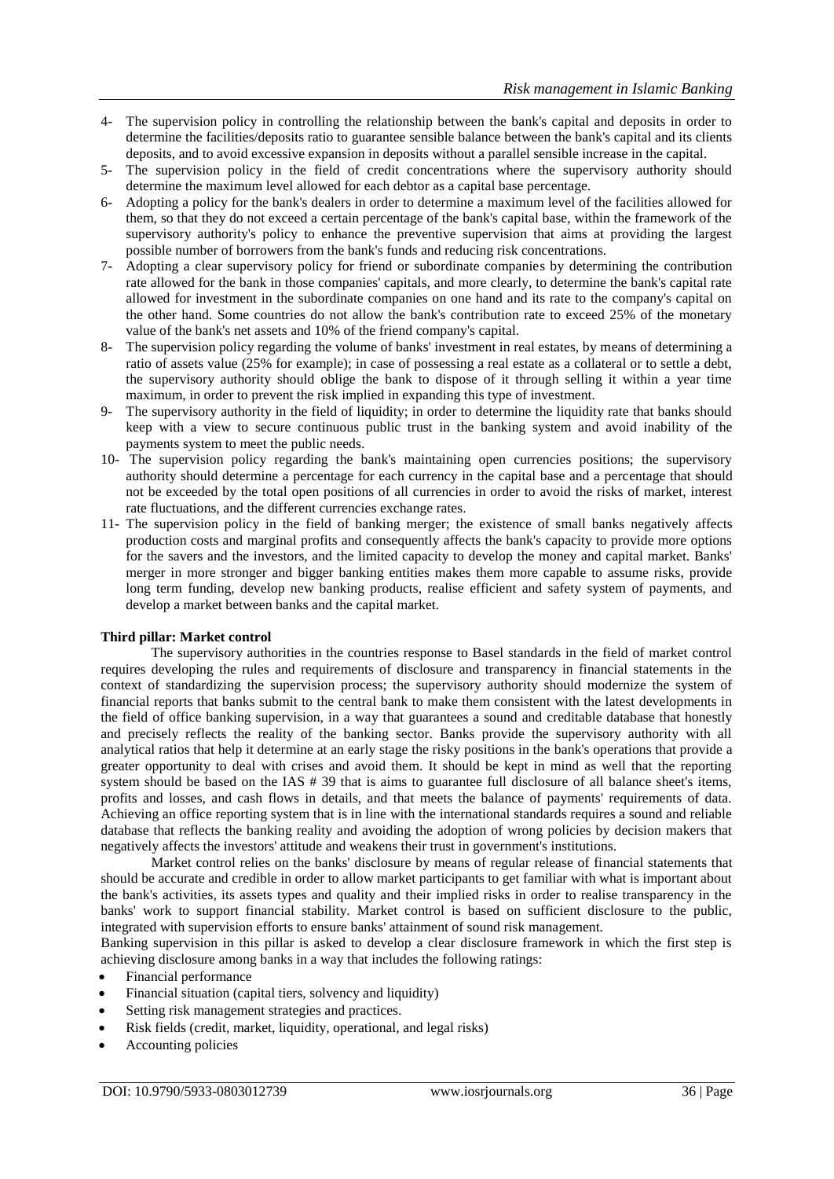4- The supervision policy in controlling the relationship between the bank's capital and deposits in order to determine the facilities/deposits ratio to guarantee sensible balance between the bank's capital and its clients deposits, and to avoid excessive expansion in deposits without a parallel sensible increase in the capital.
5- The supervision policy in the field of credit concentrations where the supervisory authority should determine the maximum level allowed for each debtor as a capital base percentage.
6- Adopting a policy for the bank's dealers in order to determine a maximum level of the facilities allowed for them, so that they do not exceed a certain percentage of the bank's capital base, within the framework of the supervisory authority's policy to enhance the preventive supervision that aims at providing the largest possible number of borrowers from the bank's funds and reducing risk concentrations.
7- Adopting a clear supervisory policy for friend or subordinate companies by determining the contribution rate allowed for the bank in those companies' capitals, and more clearly, to determine the bank's capital rate allowed for investment in the subordinate companies on one hand and its rate to the company's capital on the other hand. Some countries do not allow the bank's contribution rate to exceed 25% of the monetary value of the bank's net assets and 10% of the friend company's capital.
8- The supervision policy regarding the volume of banks' investment in real estates, by means of determining a ratio of assets value (25% for example); in case of possessing a real estate as a collateral or to settle a debt, the supervisory authority should oblige the bank to dispose of it through selling it within a year time maximum, in order to prevent the risk implied in expanding this type of investment.
9- The supervisory authority in the field of liquidity; in order to determine the liquidity rate that banks should keep with a view to secure continuous public trust in the banking system and avoid inability of the payments system to meet the public needs.
10- The supervision policy regarding the bank's maintaining open currencies positions; the supervisory authority should determine a percentage for each currency in the capital base and a percentage that should not be exceeded by the total open positions of all currencies in order to avoid the risks of market, interest rate fluctuations, and the different currencies exchange rates.
11- The supervision policy in the field of banking merger; the existence of small banks negatively affects production costs and marginal profits and consequently affects the bank's capacity to provide more options for the savers and the investors, and the limited capacity to develop the money and capital market. Banks' merger in more stronger and bigger banking entities makes them more capable to assume risks, provide long term funding, develop new banking products, realise efficient and safety system of payments, and develop a market between banks and the capital market.

**Third pillar: Market control**

The supervisory authorities in the countries response to Basel standards in the field of market control requires developing the rules and requirements of disclosure and transparency in financial statements in the context of standardizing the supervision process; the supervisory authority should modernize the system of financial reports that banks submit to the central bank to make them consistent with the latest developments in the field of office banking supervision, in a way that guarantees a sound and creditable database that honestly and precisely reflects the reality of the banking sector. Banks provide the supervisory authority with all analytical ratios that help it determine at an early stage the risky positions in the bank's operations that provide a greater opportunity to deal with crises and avoid them. It should be kept in mind as well that the reporting system should be based on the IAS # 39 that is aims to guarantee full disclosure of all balance sheet's items, profits and losses, and cash flows in details, and that meets the balance of payments' requirements of data. Achieving an office reporting system that is in line with the international standards requires a sound and reliable database that reflects the banking reality and avoiding the adoption of wrong policies by decision makers that negatively affects the investors' attitude and weakens their trust in government's institutions.

Market control relies on the banks' disclosure by means of regular release of financial statements that should be accurate and credible in order to allow market participants to get familiar with what is important about the bank's activities, its assets types and quality and their implied risks in order to realise transparency in the banks' work to support financial stability. Market control is based on sufficient disclosure to the public, integrated with supervision efforts to ensure banks' attainment of sound risk management.

Banking supervision in this pillar is asked to develop a clear disclosure framework in which the first step is achieving disclosure among banks in a way that includes the following ratings:

- Financial performance
- Financial situation (capital tiers, solvency and liquidity)
- Setting risk management strategies and practices.
- Risk fields (credit, market, liquidity, operational, and legal risks)
- Accounting policies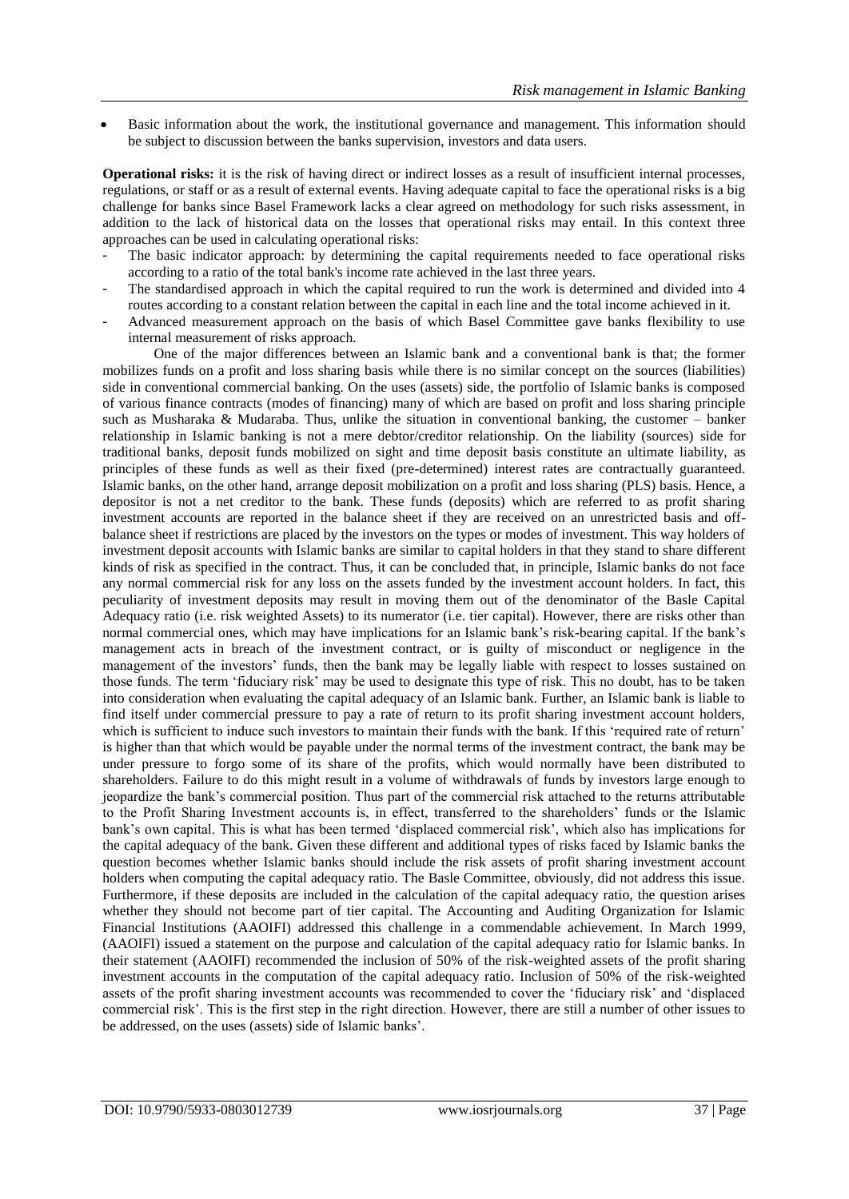- Basic information about the work, the institutional governance and management. This information should be subject to discussion between the banks supervision, investors and data users.

**Operational risks:** it is the risk of having direct or indirect losses as a result of insufficient internal processes, regulations, or staff or as a result of external events. Having adequate capital to face the operational risks is a big challenge for banks since Basel Framework lacks a clear agreed on methodology for such risks assessment, in addition to the lack of historical data on the losses that operational risks may entail. In this context three approaches can be used in calculating operational risks:

- The basic indicator approach: by determining the capital requirements needed to face operational risks according to a ratio of the total bank's income rate achieved in the last three years.
- The standardised approach in which the capital required to run the work is determined and divided into 4 routes according to a constant relation between the capital in each line and the total income achieved in it.
- Advanced measurement approach on the basis of which Basel Committee gave banks flexibility to use internal measurement of risks approach.

One of the major differences between an Islamic bank and a conventional bank is that; the former mobilizes funds on a profit and loss sharing basis while there is no similar concept on the sources (liabilities) side in conventional commercial banking. On the uses (assets) side, the portfolio of Islamic banks is composed of various finance contracts (modes of financing) many of which are based on profit and loss sharing principle such as Musharaka & Mudaraba. Thus, unlike the situation in conventional banking, the customer – banker relationship in Islamic banking is not a mere debtor/creditor relationship. On the liability (sources) side for traditional banks, deposit funds mobilized on sight and time deposit basis constitute an ultimate liability, as principles of these funds as well as their fixed (pre-determined) interest rates are contractually guaranteed. Islamic banks, on the other hand, arrange deposit mobilization on a profit and loss sharing (PLS) basis. Hence, a depositor is not a net creditor to the bank. These funds (deposits) which are referred to as profit sharing investment accounts are reported in the balance sheet if they are received on an unrestricted basis and off-balance sheet if restrictions are placed by the investors on the types or modes of investment. This way holders of investment deposit accounts with Islamic banks are similar to capital holders in that they stand to share different kinds of risk as specified in the contract. Thus, it can be concluded that, in principle, Islamic banks do not face any normal commercial risk for any loss on the assets funded by the investment account holders. In fact, this peculiarity of investment deposits may result in moving them out of the denominator of the Basle Capital Adequacy ratio (i.e. risk weighted Assets) to its numerator (i.e. tier capital). However, there are risks other than normal commercial ones, which may have implications for an Islamic bank's risk-bearing capital. If the bank's management acts in breach of the investment contract, or is guilty of misconduct or negligence in the management of the investors' funds, then the bank may be legally liable with respect to losses sustained on those funds. The term 'fiduciary risk' may be used to designate this type of risk. This no doubt, has to be taken into consideration when evaluating the capital adequacy of an Islamic bank. Further, an Islamic bank is liable to find itself under commercial pressure to pay a rate of return to its profit sharing investment account holders, which is sufficient to induce such investors to maintain their funds with the bank. If this 'required rate of return' is higher than that which would be payable under the normal terms of the investment contract, the bank may be under pressure to forgo some of its share of the profits, which would normally have been distributed to shareholders. Failure to do this might result in a volume of withdrawals of funds by investors large enough to jeopardize the bank's commercial position. Thus part of the commercial risk attached to the returns attributable to the Profit Sharing Investment accounts is, in effect, transferred to the shareholders' funds or the Islamic bank's own capital. This is what has been termed 'displaced commercial risk', which also has implications for the capital adequacy of the bank. Given these different and additional types of risks faced by Islamic banks the question becomes whether Islamic banks should include the risk assets of profit sharing investment account holders when computing the capital adequacy ratio. The Basle Committee, obviously, did not address this issue. Furthermore, if these deposits are included in the calculation of the capital adequacy ratio, the question arises whether they should not become part of tier capital. The Accounting and Auditing Organization for Islamic Financial Institutions (AAOIFI) addressed this challenge in a commendable achievement. In March 1999, (AAOIFI) issued a statement on the purpose and calculation of the capital adequacy ratio for Islamic banks. In their statement (AAOIFI) recommended the inclusion of 50% of the risk-weighted assets of the profit sharing investment accounts in the computation of the capital adequacy ratio. Inclusion of 50% of the risk-weighted assets of the profit sharing investment accounts was recommended to cover the 'fiduciary risk' and 'displaced commercial risk'. This is the first step in the right direction. However, there are still a number of other issues to be addressed, on the uses (assets) side of Islamic banks'.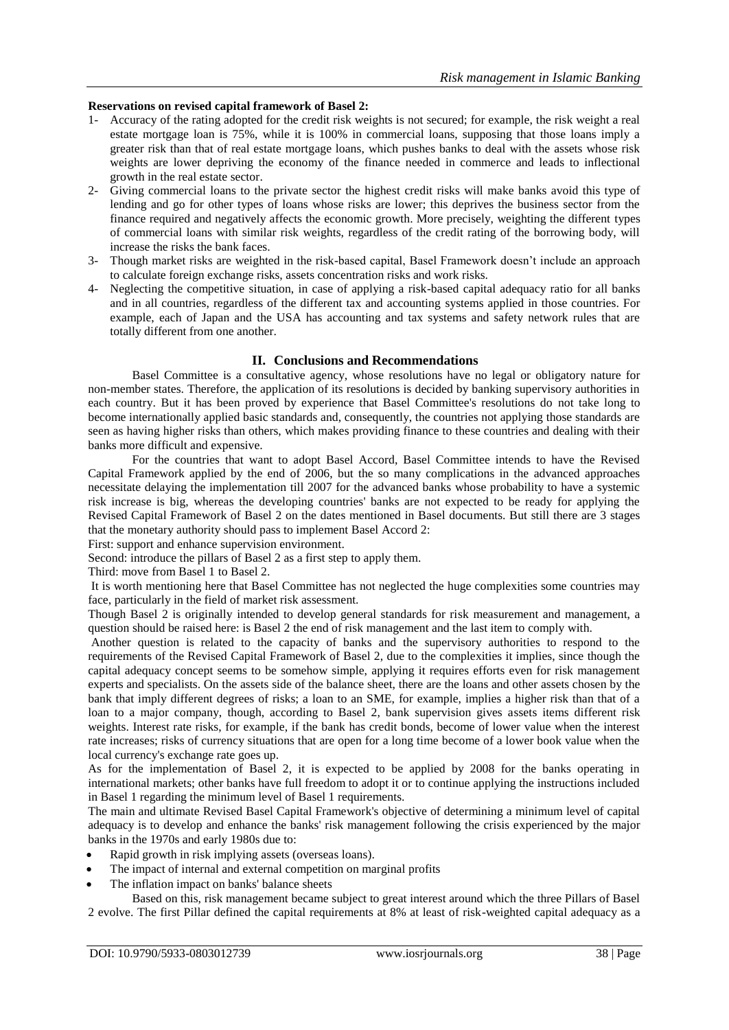**Reservations on revised capital framework of Basel 2:**

1- Accuracy of the rating adopted for the credit risk weights is not secured; for example, the risk weight a real estate mortgage loan is 75%, while it is 100% in commercial loans, supposing that those loans imply a greater risk than that of real estate mortgage loans, which pushes banks to deal with the assets whose risk weights are lower depriving the economy of the finance needed in commerce and leads to inflectional growth in the real estate sector.
2- Giving commercial loans to the private sector the highest credit risks will make banks avoid this type of lending and go for other types of loans whose risks are lower; this deprives the business sector from the finance required and negatively affects the economic growth. More precisely, weighting the different types of commercial loans with similar risk weights, regardless of the credit rating of the borrowing body, will increase the risks the bank faces.
3- Though market risks are weighted in the risk-based capital, Basel Framework doesn't include an approach to calculate foreign exchange risks, assets concentration risks and work risks.
4- Neglecting the competitive situation, in case of applying a risk-based capital adequacy ratio for all banks and in all countries, regardless of the different tax and accounting systems applied in those countries. For example, each of Japan and the USA has accounting and tax systems and safety network rules that are totally different from one another.

## II. Conclusions and Recommendations

Basel Committee is a consultative agency, whose resolutions have no legal or obligatory nature for non-member states. Therefore, the application of its resolutions is decided by banking supervisory authorities in each country. But it has been proved by experience that Basel Committee's resolutions do not take long to become internationally applied basic standards and, consequently, the countries not applying those standards are seen as having higher risks than others, which makes providing finance to these countries and dealing with their banks more difficult and expensive.

For the countries that want to adopt Basel Accord, Basel Committee intends to have the Revised Capital Framework applied by the end of 2006, but the so many complications in the advanced approaches necessitate delaying the implementation till 2007 for the advanced banks whose probability to have a systemic risk increase is big, whereas the developing countries' banks are not expected to be ready for applying the Revised Capital Framework of Basel 2 on the dates mentioned in Basel documents. But still there are 3 stages that the monetary authority should pass to implement Basel Accord 2:

First: support and enhance supervision environment.

Second: introduce the pillars of Basel 2 as a first step to apply them.

Third: move from Basel 1 to Basel 2.

It is worth mentioning here that Basel Committee has not neglected the huge complexities some countries may face, particularly in the field of market risk assessment.

Though Basel 2 is originally intended to develop general standards for risk measurement and management, a question should be raised here: is Basel 2 the end of risk management and the last item to comply with.

Another question is related to the capacity of banks and the supervisory authorities to respond to the requirements of the Revised Capital Framework of Basel 2, due to the complexities it implies, since though the capital adequacy concept seems to be somehow simple, applying it requires efforts even for risk management experts and specialists. On the assets side of the balance sheet, there are the loans and other assets chosen by the bank that imply different degrees of risks; a loan to an SME, for example, implies a higher risk than that of a loan to a major company, though, according to Basel 2, bank supervision gives assets items different risk weights. Interest rate risks, for example, if the bank has credit bonds, become of lower value when the interest rate increases; risks of currency situations that are open for a long time become of a lower book value when the local currency's exchange rate goes up.

As for the implementation of Basel 2, it is expected to be applied by 2008 for the banks operating in international markets; other banks have full freedom to adopt it or to continue applying the instructions included in Basel 1 regarding the minimum level of Basel 1 requirements.

The main and ultimate Revised Basel Capital Framework's objective of determining a minimum level of capital adequacy is to develop and enhance the banks' risk management following the crisis experienced by the major banks in the 1970s and early 1980s due to:

- Rapid growth in risk implying assets (overseas loans).
- The impact of internal and external competition on marginal profits
- The inflation impact on banks' balance sheets

Based on this, risk management became subject to great interest around which the three Pillars of Basel 2 evolve. The first Pillar defined the capital requirements at 8% at least of risk-weighted capital adequacy as a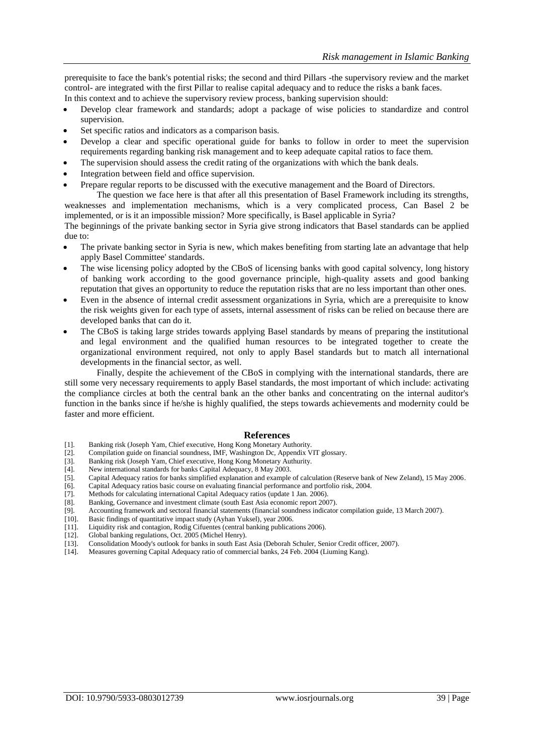prerequisite to face the bank's potential risks; the second and third Pillars -the supervisory review and the market control- are integrated with the first Pillar to realise capital adequacy and to reduce the risks a bank faces.

In this context and to achieve the supervisory review process, banking supervision should:

- Develop clear framework and standards; adopt a package of wise policies to standardize and control supervision.
- Set specific ratios and indicators as a comparison basis.
- Develop a clear and specific operational guide for banks to follow in order to meet the supervision requirements regarding banking risk management and to keep adequate capital ratios to face them.
- The supervision should assess the credit rating of the organizations with which the bank deals.
- Integration between field and office supervision.
- Prepare regular reports to be discussed with the executive management and the Board of Directors.

The question we face here is that after all this presentation of Basel Framework including its strengths, weaknesses and implementation mechanisms, which is a very complicated process, Can Basel 2 be implemented, or is it an impossible mission? More specifically, is Basel applicable in Syria?

The beginnings of the private banking sector in Syria give strong indicators that Basel standards can be applied due to:

- The private banking sector in Syria is new, which makes benefiting from starting late an advantage that help apply Basel Committee' standards.
- The wise licensing policy adopted by the CBoS of licensing banks with good capital solvency, long history of banking work according to the good governance principle, high-quality assets and good banking reputation that gives an opportunity to reduce the reputation risks that are no less important than other ones.
- Even in the absence of internal credit assessment organizations in Syria, which are a prerequisite to know the risk weights given for each type of assets, internal assessment of risks can be relied on because there are developed banks that can do it.
- The CBoS is taking large strides towards applying Basel standards by means of preparing the institutional and legal environment and the qualified human resources to be integrated together to create the organizational environment required, not only to apply Basel standards but to match all international developments in the financial sector, as well.

Finally, despite the achievement of the CBoS in complying with the international standards, there are still some very necessary requirements to apply Basel standards, the most important of which include: activating the compliance circles at both the central bank an the other banks and concentrating on the internal auditor's function in the banks since if he/she is highly qualified, the steps towards achievements and modernity could be faster and more efficient.

## References

[1]. Banking risk (Joseph Yam, Chief executive, Hong Kong Monetary Authority.
[2]. Compilation guide on financial soundness, IMF, Washington Dc, Appendix VIT glossary.
[3]. Banking risk (Joseph Yam, Chief executive, Hong Kong Monetary Authurity.
[4]. New international standards for banks Capital Adequacy, 8 May 2003.
[5]. Capital Adequacy ratios for banks simplified explanation and example of calculation (Reserve bank of New Zeland), 15 May 2006.
[6]. Capital Adequacy ratios basic course on evaluating financial performance and portfolio risk, 2004.
[7]. Methods for calculating international Capital Adequacy ratios (update 1 Jan. 2006).
[8]. Banking, Governance and investment climate (south East Asia economic report 2007).
[9]. Accounting framework and sectoral financial statements (financial soundness indicator compilation guide, 13 March 2007).
[10]. Basic findings of quantitative impact study (Ayhan Yuksel), year 2006.
[11]. Liquidity risk and contagion, Rodig Cifuentes (central banking publications 2006).
[12]. Global banking regulations, Oct. 2005 (Michel Henry).
[13]. Consolidation Moody's outlook for banks in south East Asia (Deborah Schuler, Senior Credit officer, 2007).
[14]. Measures governing Capital Adequacy ratio of commercial banks, 24 Feb. 2004 (Liuming Kang).